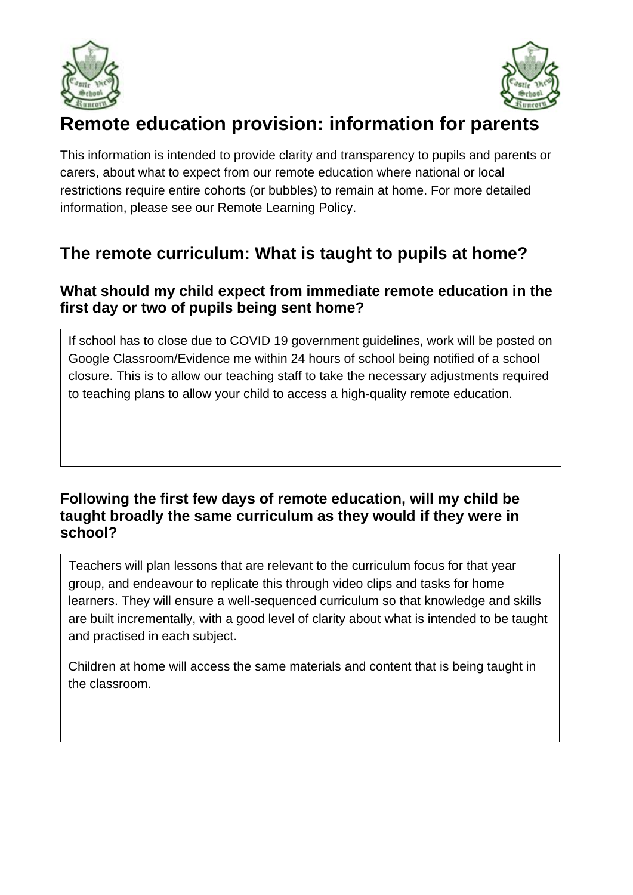# Remote education provision: information for parents

This information is intended to provide clarity and transparency to pupils and parents or carers, about what to expect from our remote education where national or local restrictions require entire cohorts (or bubbles) to remain at home. For more detailed information, please see our Remote Learning Policy.

## The remote curriculum: What is taught to pupils at home?

### What should my child expect from immediate remote education in the first day or two of pupils being sent home?

If school has to close due to COVID 19 government guidelines, work will be posted on Google Classroom/Evidence me within 24 hours of school being notified of a school closure. This is to allow our teaching staff to take the necessary adjustments required to teaching plans to allow your child to access a high-quality remote education.

### Following the first few days of remote education, will my child be taught broadly the same curriculum as they would if they were in school?

Teachers will plan lessons that are relevant to the curriculum focus for that year group, and endeavour to replicate this through video clips and tasks for home learners. They will ensure a well-sequenced curriculum so that knowledge and skills are built incrementally, with a good level of clarity about what is intended to be taught and practised in each subject.

Children at home will access the same materials and content that is being taught in the classroom.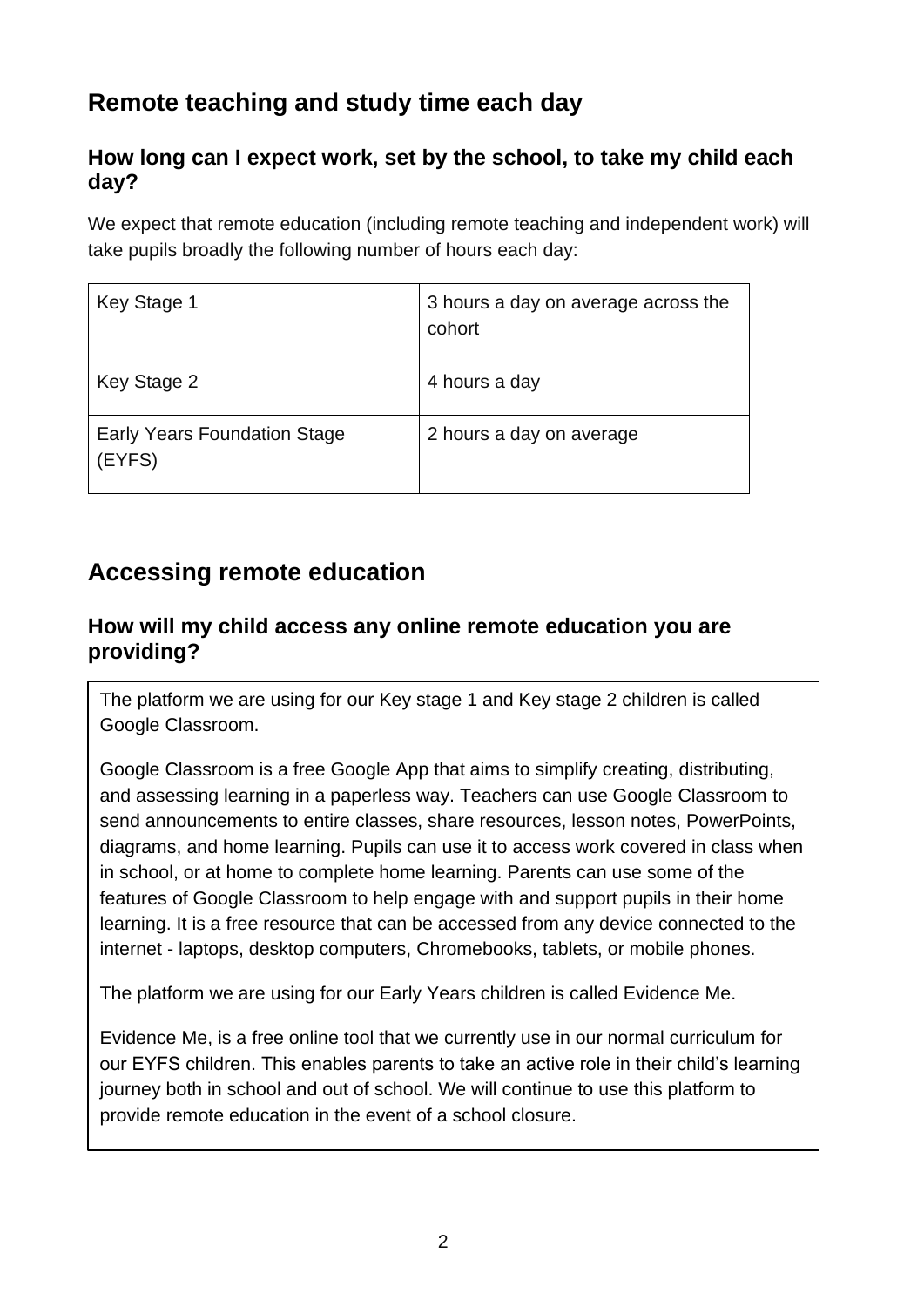## Remote teaching and study time each day

### How long can I expect work, set by the school, to take my child each day?

We expect that remote education (including remote teaching and independent work) will take pupils broadly the following number of hours each day:

| | |
|---|---|
| Key Stage 1 | 3 hours a day on average across the cohort |
| Key Stage 2 | 4 hours a day |
| Early Years Foundation Stage (EYFS) | 2 hours a day on average |

## Accessing remote education

### How will my child access any online remote education you are providing?

The platform we are using for our Key stage 1 and Key stage 2 children is called Google Classroom.

Google Classroom is a free Google App that aims to simplify creating, distributing, and assessing learning in a paperless way. Teachers can use Google Classroom to send announcements to entire classes, share resources, lesson notes, PowerPoints, diagrams, and home learning. Pupils can use it to access work covered in class when in school, or at home to complete home learning. Parents can use some of the features of Google Classroom to help engage with and support pupils in their home learning. It is a free resource that can be accessed from any device connected to the internet - laptops, desktop computers, Chromebooks, tablets, or mobile phones.

The platform we are using for our Early Years children is called Evidence Me.

Evidence Me, is a free online tool that we currently use in our normal curriculum for our EYFS children. This enables parents to take an active role in their child's learning journey both in school and out of school. We will continue to use this platform to provide remote education in the event of a school closure.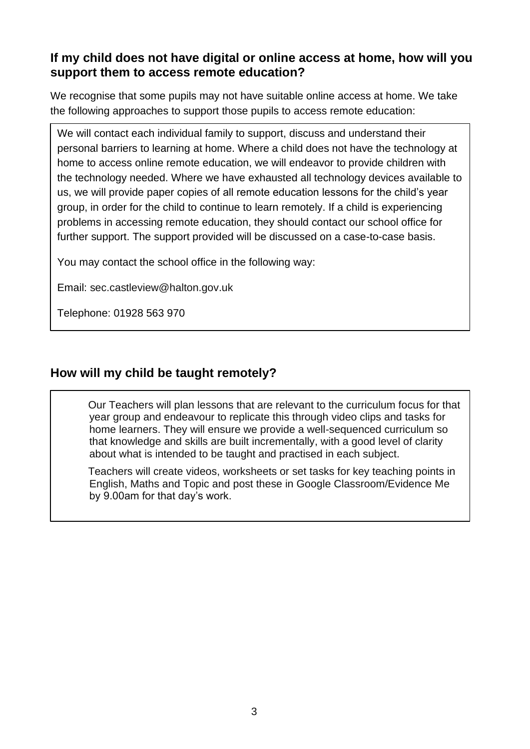## If my child does not have digital or online access at home, how will you support them to access remote education?

We recognise that some pupils may not have suitable online access at home. We take the following approaches to support those pupils to access remote education:

We will contact each individual family to support, discuss and understand their personal barriers to learning at home. Where a child does not have the technology at home to access online remote education, we will endeavor to provide children with the technology needed. Where we have exhausted all technology devices available to us, we will provide paper copies of all remote education lessons for the child's year group, in order for the child to continue to learn remotely. If a child is experiencing problems in accessing remote education, they should contact our school office for further support. The support provided will be discussed on a case-to-case basis.

You may contact the school office in the following way:

Email: sec.castleview@halton.gov.uk

Telephone: 01928 563 970

## How will my child be taught remotely?

Our Teachers will plan lessons that are relevant to the curriculum focus for that year group and endeavour to replicate this through video clips and tasks for home learners. They will ensure we provide a well-sequenced curriculum so that knowledge and skills are built incrementally, with a good level of clarity about what is intended to be taught and practised in each subject.

Teachers will create videos, worksheets or set tasks for key teaching points in English, Maths and Topic and post these in Google Classroom/Evidence Me by 9.00am for that day's work.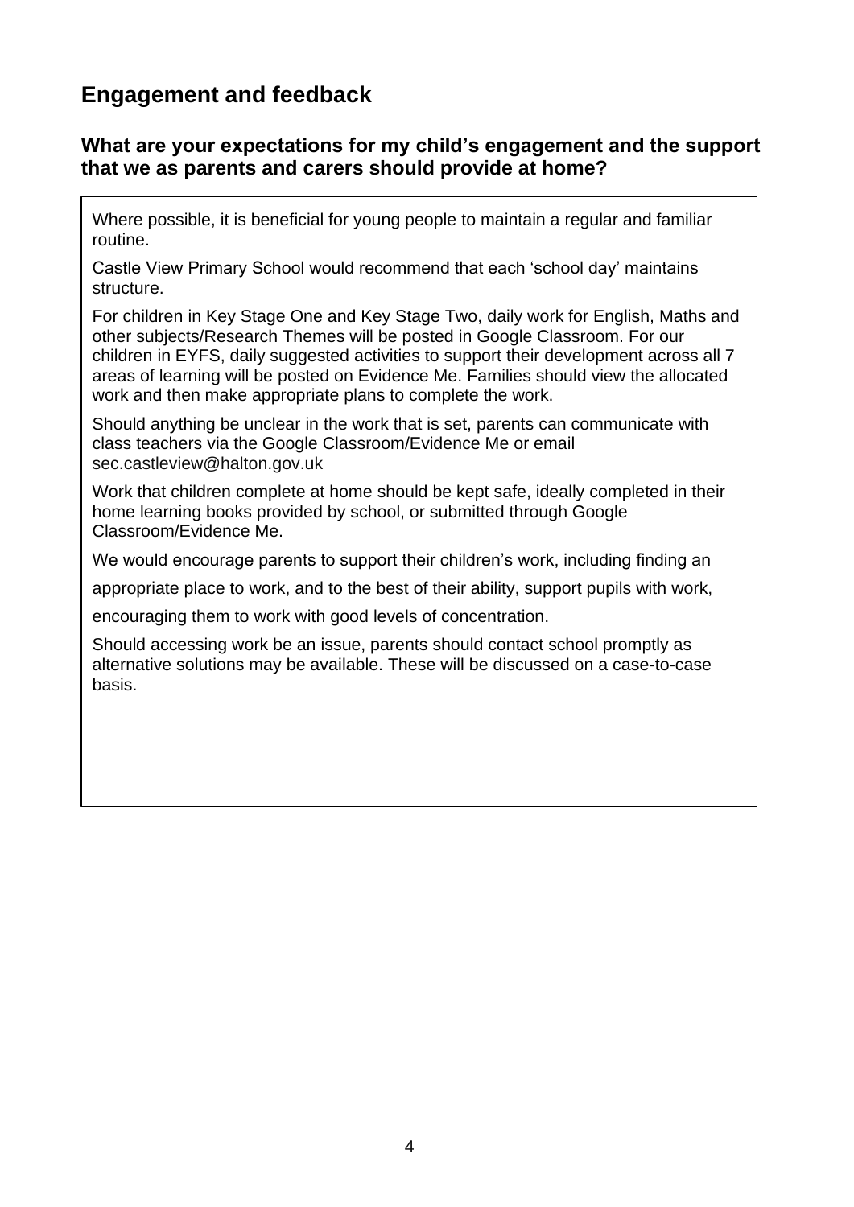## Engagement and feedback

### What are your expectations for my child's engagement and the support that we as parents and carers should provide at home?

Where possible, it is beneficial for young people to maintain a regular and familiar routine.

Castle View Primary School would recommend that each 'school day' maintains structure.

For children in Key Stage One and Key Stage Two, daily work for English, Maths and other subjects/Research Themes will be posted in Google Classroom. For our children in EYFS, daily suggested activities to support their development across all 7 areas of learning will be posted on Evidence Me. Families should view the allocated work and then make appropriate plans to complete the work.

Should anything be unclear in the work that is set, parents can communicate with class teachers via the Google Classroom/Evidence Me or email sec.castleview@halton.gov.uk

Work that children complete at home should be kept safe, ideally completed in their home learning books provided by school, or submitted through Google Classroom/Evidence Me.

We would encourage parents to support their children's work, including finding an appropriate place to work, and to the best of their ability, support pupils with work, encouraging them to work with good levels of concentration.

Should accessing work be an issue, parents should contact school promptly as alternative solutions may be available. These will be discussed on a case-to-case basis.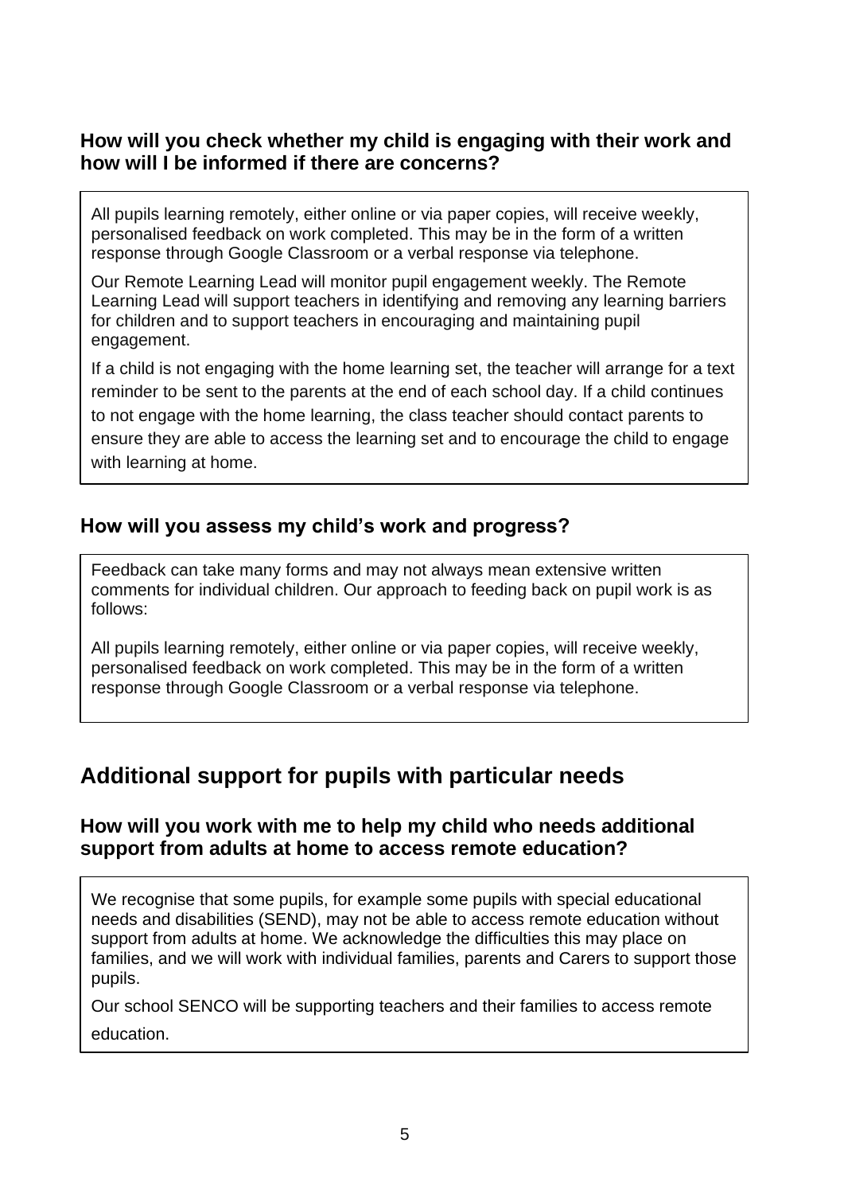### How will you check whether my child is engaging with their work and how will I be informed if there are concerns?

All pupils learning remotely, either online or via paper copies, will receive weekly, personalised feedback on work completed. This may be in the form of a written response through Google Classroom or a verbal response via telephone.

Our Remote Learning Lead will monitor pupil engagement weekly. The Remote Learning Lead will support teachers in identifying and removing any learning barriers for children and to support teachers in encouraging and maintaining pupil engagement.

If a child is not engaging with the home learning set, the teacher will arrange for a text reminder to be sent to the parents at the end of each school day. If a child continues to not engage with the home learning, the class teacher should contact parents to ensure they are able to access the learning set and to encourage the child to engage with learning at home.

### How will you assess my child's work and progress?

Feedback can take many forms and may not always mean extensive written comments for individual children. Our approach to feeding back on pupil work is as follows:

All pupils learning remotely, either online or via paper copies, will receive weekly, personalised feedback on work completed. This may be in the form of a written response through Google Classroom or a verbal response via telephone.

## Additional support for pupils with particular needs

### How will you work with me to help my child who needs additional support from adults at home to access remote education?

We recognise that some pupils, for example some pupils with special educational needs and disabilities (SEND), may not be able to access remote education without support from adults at home. We acknowledge the difficulties this may place on families, and we will work with individual families, parents and Carers to support those pupils.

Our school SENCO will be supporting teachers and their families to access remote education.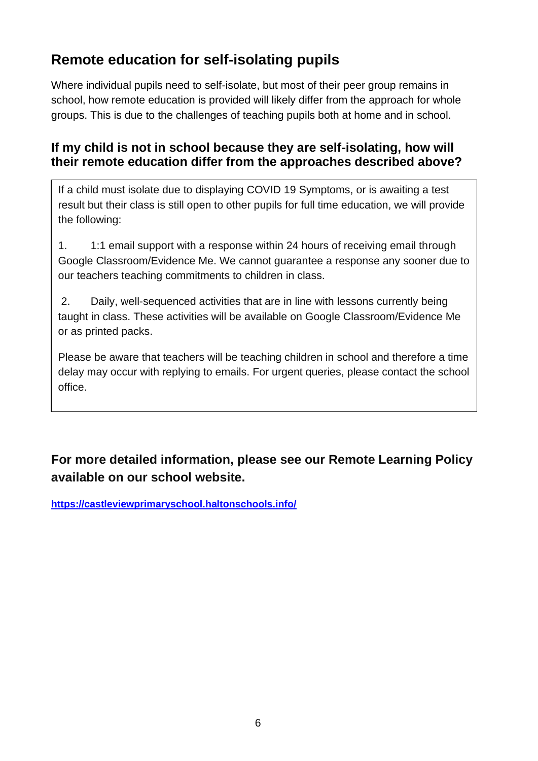## Remote education for self-isolating pupils

Where individual pupils need to self-isolate, but most of their peer group remains in school, how remote education is provided will likely differ from the approach for whole groups. This is due to the challenges of teaching pupils both at home and in school.

### If my child is not in school because they are self-isolating, how will their remote education differ from the approaches described above?

If a child must isolate due to displaying COVID 19 Symptoms, or is awaiting a test result but their class is still open to other pupils for full time education, we will provide the following:

1. 1:1 email support with a response within 24 hours of receiving email through Google Classroom/Evidence Me. We cannot guarantee a response any sooner due to our teachers teaching commitments to children in class.

2. Daily, well-sequenced activities that are in line with lessons currently being taught in class. These activities will be available on Google Classroom/Evidence Me or as printed packs.

Please be aware that teachers will be teaching children in school and therefore a time delay may occur with replying to emails. For urgent queries, please contact the school office.

### For more detailed information, please see our Remote Learning Policy available on our school website.

**https://castleviewprimaryschool.haltonschools.info/**